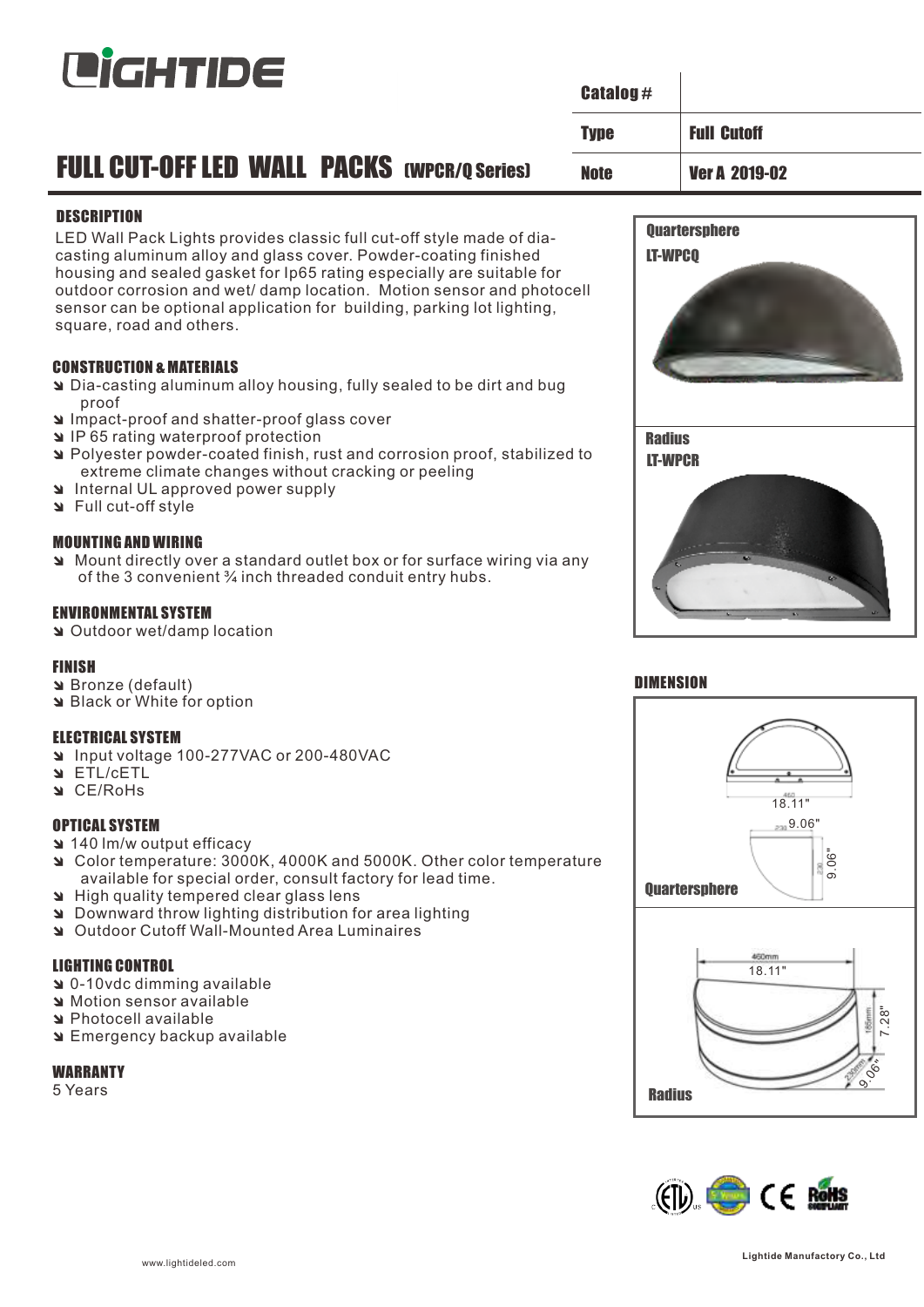# LIGHTIDE

| Catalog # | |
|---|---|
| Type | Full Cutoff |
| Note | Ver A 2019-02 |

## FULL CUT-OFF LED WALL PACKS (WPCR/Q Series)

### DESCRIPTION

LED Wall Pack Lights provides classic full cut-off style made of dia-casting aluminum alloy and glass cover. Powder-coating finished housing and sealed gasket for Ip65 rating especially are suitable for outdoor corrosion and wet/ damp location. Motion sensor and photocell sensor can be optional application for building, parking lot lighting, square, road and others.

### CONSTRUCTION & MATERIALS

- Dia-casting aluminum alloy housing, fully sealed to be dirt and bug proof
- Impact-proof and shatter-proof glass cover
- IP 65 rating waterproof protection
- Polyester powder-coated finish, rust and corrosion proof, stabilized to extreme climate changes without cracking or peeling
- Internal UL approved power supply
- Full cut-off style

### MOUNTING AND WIRING

- Mount directly over a standard outlet box or for surface wiring via any of the 3 convenient ¾ inch threaded conduit entry hubs.

### ENVIRONMENTAL SYSTEM

- Outdoor wet/damp location

### FINISH

- Bronze (default)
- Black or White for option

### ELECTRICAL SYSTEM

- Input voltage 100-277VAC or 200-480VAC
- ETL/cETL
- CE/RoHs

### OPTICAL SYSTEM

- 140 lm/w output efficacy
- Color temperature: 3000K, 4000K and 5000K. Other color temperature available for special order, consult factory for lead time.
- High quality tempered clear glass lens
- Downward throw lighting distribution for area lighting
- Outdoor Cutoff Wall-Mounted Area Luminaires

### LIGHTING CONTROL

- 0-10vdc dimming available
- Motion sensor available
- Photocell available
- Emergency backup available

### WARRANTY

5 Years

**Quartersphere**
LT-WPCQ

**Radius**
LT-WPCR

### DIMENSION

**Quartersphere**

18.11"
9.06"
9.06"

**Radius**

460mm
18.11"
185mm
7.28"
230mm
9.06"

www.lightideled.com

Lightide Manufactory Co., Ltd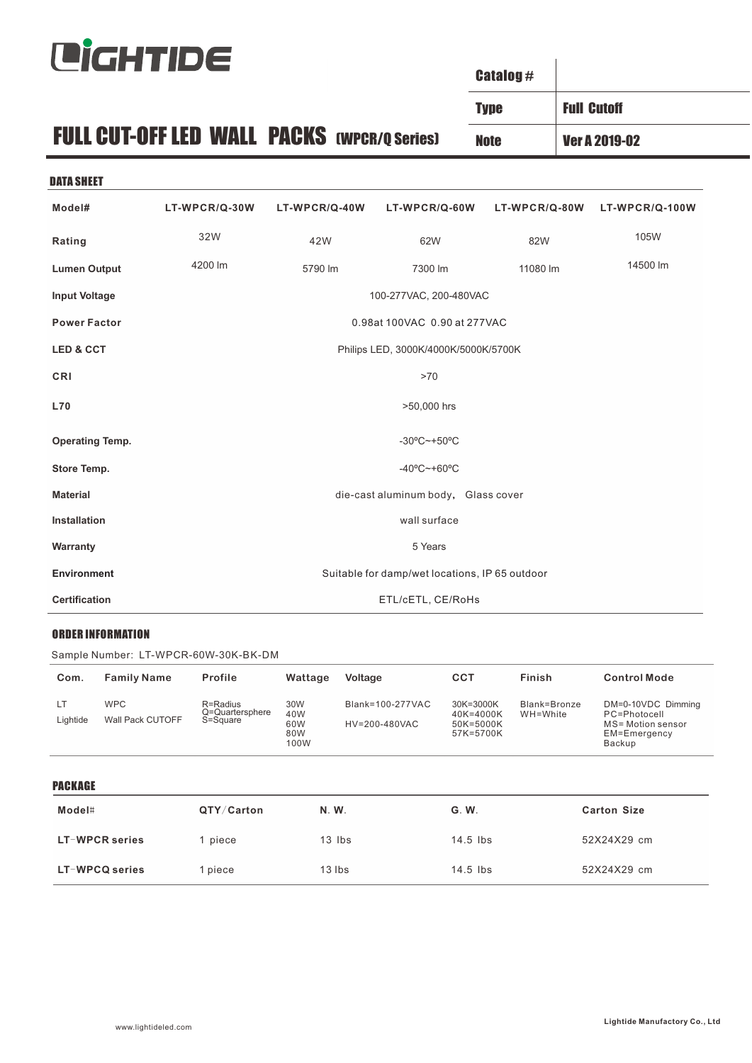# LIGHTIDE

| | |
|---|---|
| Catalog # | |
| Type | Full Cutoff |
| Note | Ver A 2019-02 |

# FULL CUT-OFF LED WALL PACKS (WPCR/Q Series)

## DATA SHEET

| Model# | LT-WPCR/Q-30W | LT-WPCR/Q-40W | LT-WPCR/Q-60W | LT-WPCR/Q-80W | LT-WPCR/Q-100W |
|---|---|---|---|---|---|
| Rating | 32W | 42W | 62W | 82W | 105W |
| Lumen Output | 4200 lm | 5790 lm | 7300 lm | 11080 lm | 14500 lm |
| Input Voltage | 100-277VAC, 200-480VAC | | | | |
| Power Factor | 0.98at 100VAC 0.90 at 277VAC | | | | |
| LED & CCT | Philips LED, 3000K/4000K/5000K/5700K | | | | |
| CRI | >70 | | | | |
| L70 | >50,000 hrs | | | | |
| Operating Temp. | -30ºC~+50ºC | | | | |
| Store Temp. | -40ºC~+60ºC | | | | |
| Material | die-cast aluminum body, Glass cover | | | | |
| Installation | wall surface | | | | |
| Warranty | 5 Years | | | | |
| Environment | Suitable for damp/wet locations, IP 65 outdoor | | | | |
| Certification | ETL/cETL, CE/RoHs | | | | |

## ORDER INFORMATION

Sample Number: LT-WPCR-60W-30K-BK-DM

| Com. | Family Name | Profile | Wattage | Voltage | CCT | Finish | Control Mode |
|---|---|---|---|---|---|---|---|
| LT<br>Lightide | WPC<br>Wall Pack CUTOFF | R=Radius<br>Q=Quartersphere<br>S=Square | 30W<br>40W<br>60W<br>80W<br>100W | Blank=100-277VAC<br>HV=200-480VAC | 30K=3000K<br>40K=4000K<br>50K=5000K<br>57K=5700K | Blank=Bronze<br>WH=White | DM=0-10VDC Dimming<br>PC=Photocell<br>MS= Motion sensor<br>EM=Emergency Backup |

## PACKAGE

| Model# | QTY/Carton | N. W. | G. W. | Carton Size |
|---|---|---|---|---|
| LT-WPCR series | 1 piece | 13 lbs | 14.5 lbs | 52X24X29 cm |
| LT-WPCQ series | 1 piece | 13 lbs | 14.5 lbs | 52X24X29 cm |

www.lightideled.com

Lightide Manufactory Co., Ltd